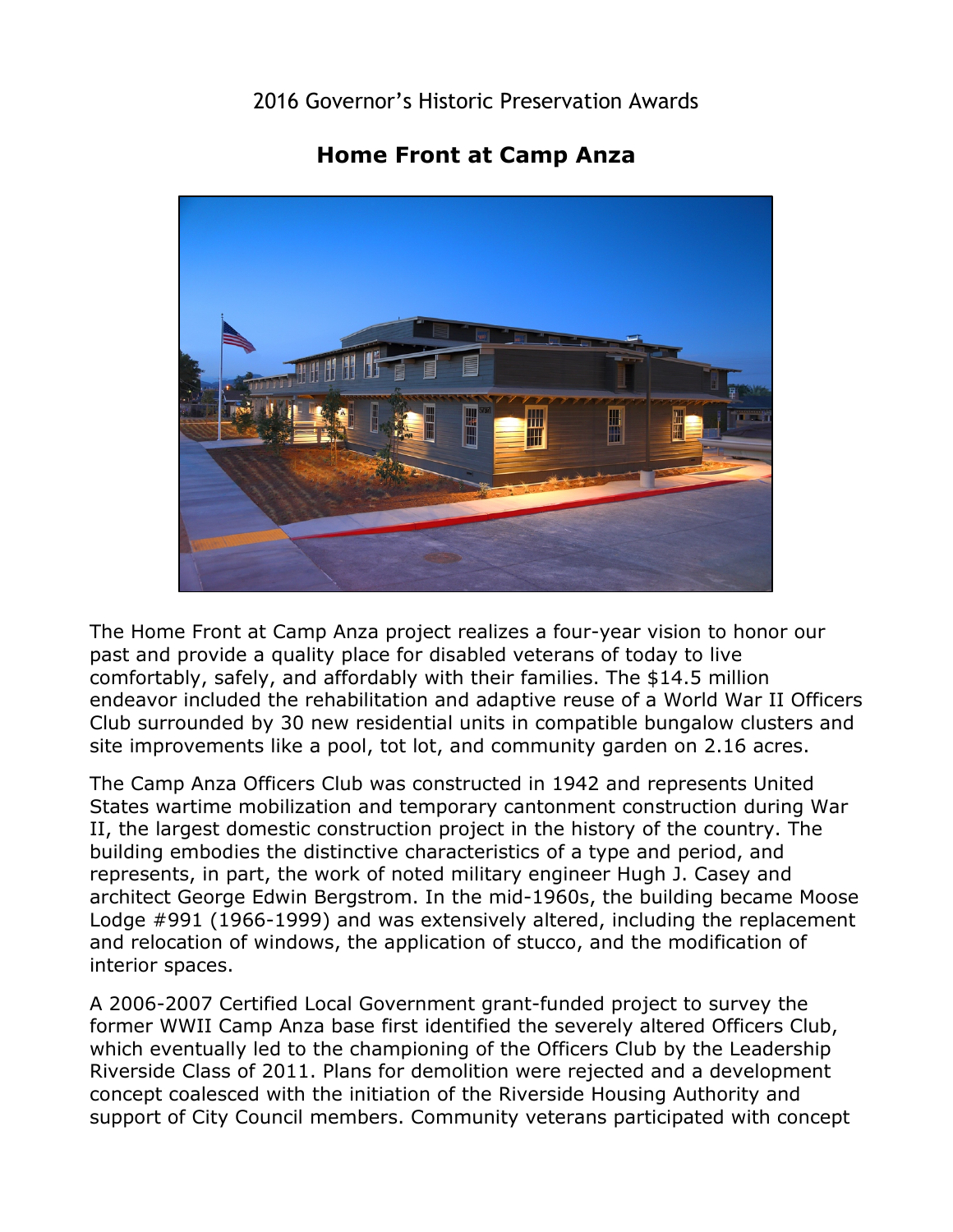2016 Governor's Historic Preservation Awards

# Home Front at Camp Anza

The Home Front at Camp Anza project realizes a four-year vision to honor our past and provide a quality place for disabled veterans of today to live comfortably, safely, and affordably with their families. The $14.5 million endeavor included the rehabilitation and adaptive reuse of a World War II Officers Club surrounded by 30 new residential units in compatible bungalow clusters and site improvements like a pool, tot lot, and community garden on 2.16 acres.

The Camp Anza Officers Club was constructed in 1942 and represents United States wartime mobilization and temporary cantonment construction during War II, the largest domestic construction project in the history of the country. The building embodies the distinctive characteristics of a type and period, and represents, in part, the work of noted military engineer Hugh J. Casey and architect George Edwin Bergstrom. In the mid-1960s, the building became Moose Lodge #991 (1966-1999) and was extensively altered, including the replacement and relocation of windows, the application of stucco, and the modification of interior spaces.

A 2006-2007 Certified Local Government grant-funded project to survey the former WWII Camp Anza base first identified the severely altered Officers Club, which eventually led to the championing of the Officers Club by the Leadership Riverside Class of 2011. Plans for demolition were rejected and a development concept coalesced with the initiation of the Riverside Housing Authority and support of City Council members. Community veterans participated with concept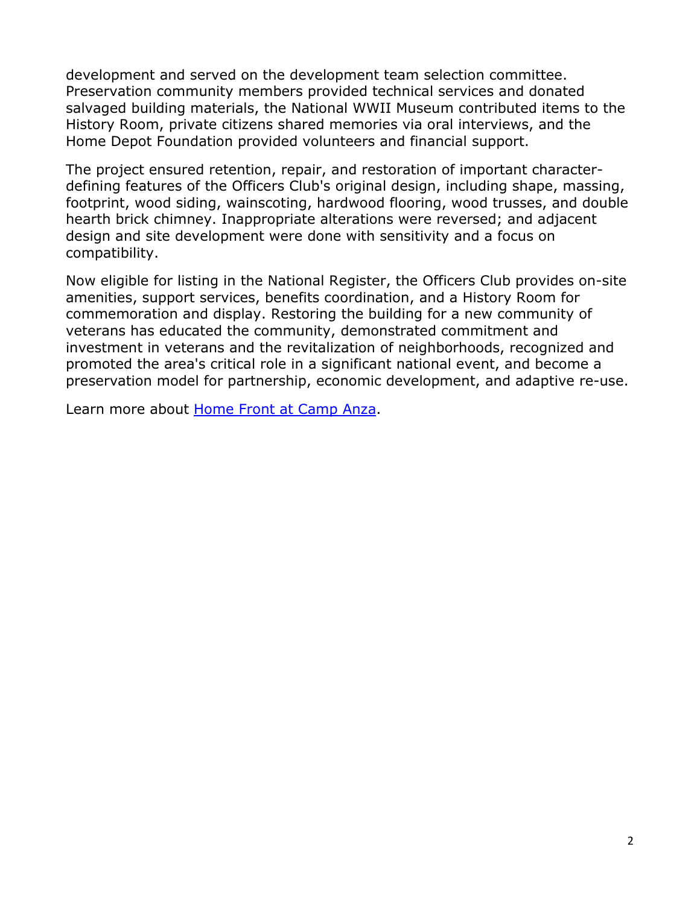development and served on the development team selection committee. Preservation community members provided technical services and donated salvaged building materials, the National WWII Museum contributed items to the History Room, private citizens shared memories via oral interviews, and the Home Depot Foundation provided volunteers and financial support.

The project ensured retention, repair, and restoration of important character-defining features of the Officers Club's original design, including shape, massing, footprint, wood siding, wainscoting, hardwood flooring, wood trusses, and double hearth brick chimney. Inappropriate alterations were reversed; and adjacent design and site development were done with sensitivity and a focus on compatibility.

Now eligible for listing in the National Register, the Officers Club provides on-site amenities, support services, benefits coordination, and a History Room for commemoration and display. Restoring the building for a new community of veterans has educated the community, demonstrated commitment and investment in veterans and the revitalization of neighborhoods, recognized and promoted the area's critical role in a significant national event, and become a preservation model for partnership, economic development, and adaptive re-use.

Learn more about Home Front at Camp Anza.